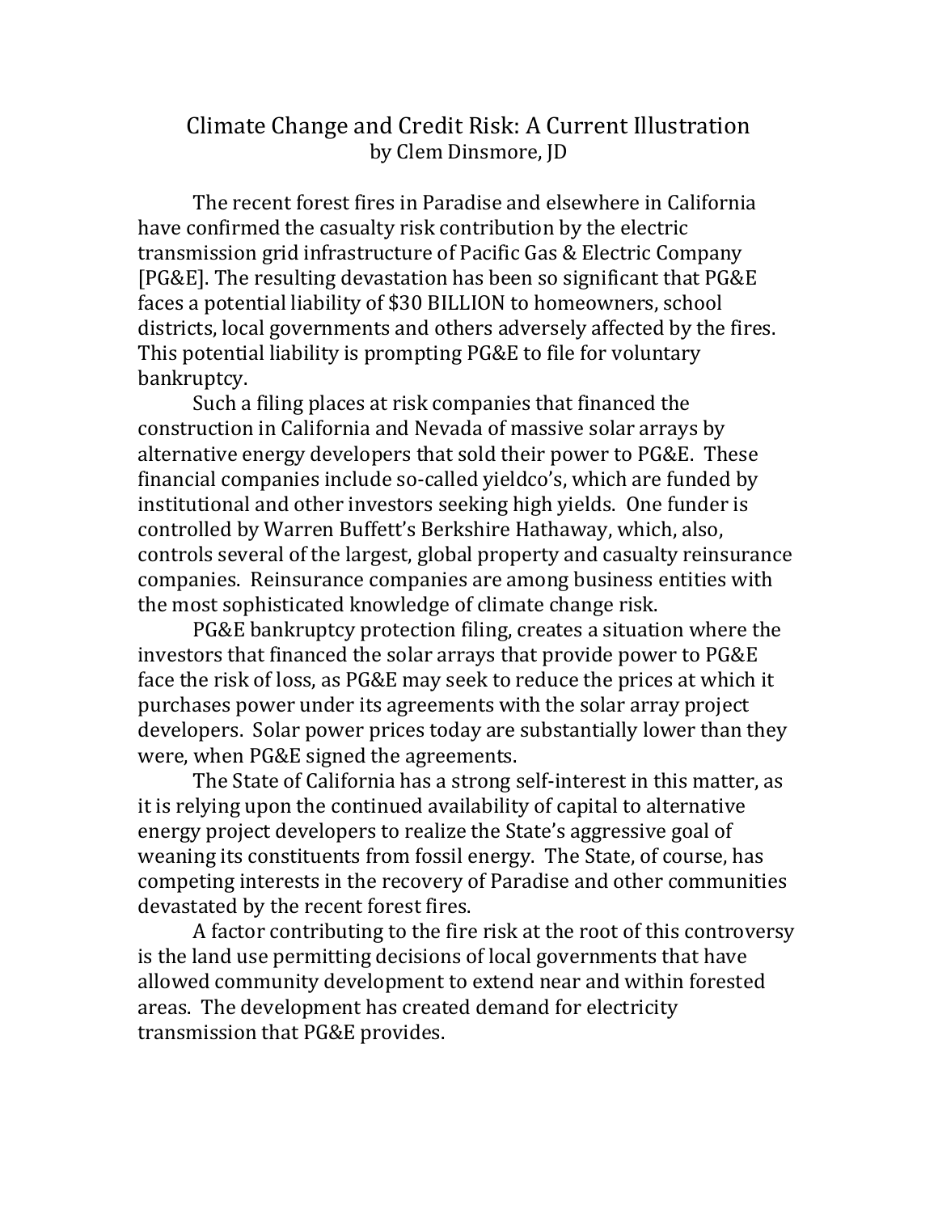# Climate Change and Credit Risk: A Current Illustration

by Clem Dinsmore, JD

The recent forest fires in Paradise and elsewhere in California have confirmed the casualty risk contribution by the electric transmission grid infrastructure of Pacific Gas & Electric Company [PG&E]. The resulting devastation has been so significant that PG&E faces a potential liability of $30 BILLION to homeowners, school districts, local governments and others adversely affected by the fires. This potential liability is prompting PG&E to file for voluntary bankruptcy.

Such a filing places at risk companies that financed the construction in California and Nevada of massive solar arrays by alternative energy developers that sold their power to PG&E. These financial companies include so-called yieldco's, which are funded by institutional and other investors seeking high yields. One funder is controlled by Warren Buffett's Berkshire Hathaway, which, also, controls several of the largest, global property and casualty reinsurance companies. Reinsurance companies are among business entities with the most sophisticated knowledge of climate change risk.

PG&E bankruptcy protection filing, creates a situation where the investors that financed the solar arrays that provide power to PG&E face the risk of loss, as PG&E may seek to reduce the prices at which it purchases power under its agreements with the solar array project developers. Solar power prices today are substantially lower than they were, when PG&E signed the agreements.

The State of California has a strong self-interest in this matter, as it is relying upon the continued availability of capital to alternative energy project developers to realize the State's aggressive goal of weaning its constituents from fossil energy. The State, of course, has competing interests in the recovery of Paradise and other communities devastated by the recent forest fires.

A factor contributing to the fire risk at the root of this controversy is the land use permitting decisions of local governments that have allowed community development to extend near and within forested areas. The development has created demand for electricity transmission that PG&E provides.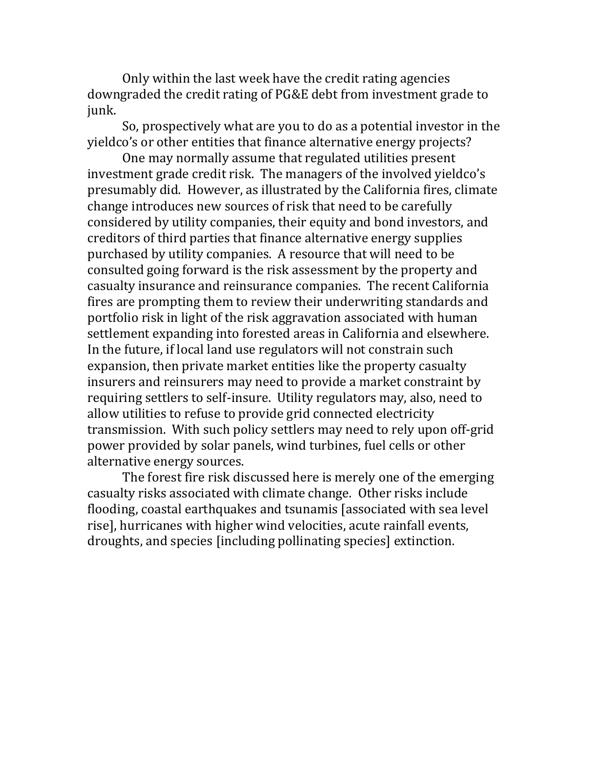Only within the last week have the credit rating agencies downgraded the credit rating of PG&E debt from investment grade to junk.

So, prospectively what are you to do as a potential investor in the yieldco's or other entities that finance alternative energy projects?

One may normally assume that regulated utilities present investment grade credit risk. The managers of the involved yieldco's presumably did. However, as illustrated by the California fires, climate change introduces new sources of risk that need to be carefully considered by utility companies, their equity and bond investors, and creditors of third parties that finance alternative energy supplies purchased by utility companies. A resource that will need to be consulted going forward is the risk assessment by the property and casualty insurance and reinsurance companies. The recent California fires are prompting them to review their underwriting standards and portfolio risk in light of the risk aggravation associated with human settlement expanding into forested areas in California and elsewhere. In the future, if local land use regulators will not constrain such expansion, then private market entities like the property casualty insurers and reinsurers may need to provide a market constraint by requiring settlers to self-insure. Utility regulators may, also, need to allow utilities to refuse to provide grid connected electricity transmission. With such policy settlers may need to rely upon off-grid power provided by solar panels, wind turbines, fuel cells or other alternative energy sources.

The forest fire risk discussed here is merely one of the emerging casualty risks associated with climate change. Other risks include flooding, coastal earthquakes and tsunamis [associated with sea level rise], hurricanes with higher wind velocities, acute rainfall events, droughts, and species [including pollinating species] extinction.